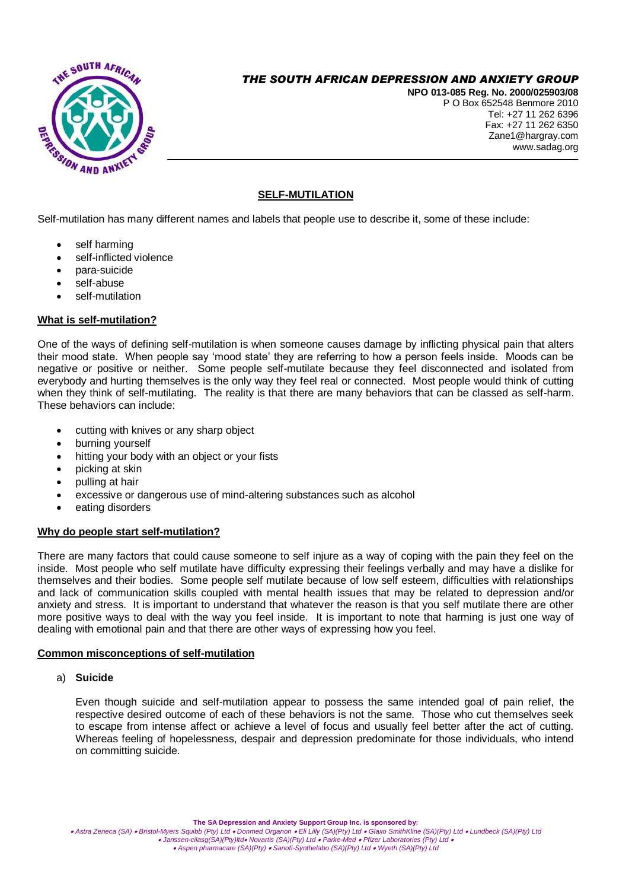# THE SOUTH AFRICAN DEPRESSION AND ANXIETY GROUP

**NPO 013-085 Reg. No. 2000/025903/08**
P O Box 652548 Benmore 2010
Tel: +27 11 262 6396
Fax: +27 11 262 6350
Zane1@hargray.com
www.sadag.org

## SELF-MUTILATION

Self-mutilation has many different names and labels that people use to describe it, some of these include:

- self harming
- self-inflicted violence
- para-suicide
- self-abuse
- self-mutilation

### What is self-mutilation?

One of the ways of defining self-mutilation is when someone causes damage by inflicting physical pain that alters their mood state. When people say 'mood state' they are referring to how a person feels inside. Moods can be negative or positive or neither. Some people self-mutilate because they feel disconnected and isolated from everybody and hurting themselves is the only way they feel real or connected. Most people would think of cutting when they think of self-mutilating. The reality is that there are many behaviors that can be classed as self-harm. These behaviors can include:

- cutting with knives or any sharp object
- burning yourself
- hitting your body with an object or your fists
- picking at skin
- pulling at hair
- excessive or dangerous use of mind-altering substances such as alcohol
- eating disorders

### Why do people start self-mutilation?

There are many factors that could cause someone to self injure as a way of coping with the pain they feel on the inside. Most people who self mutilate have difficulty expressing their feelings verbally and may have a dislike for themselves and their bodies. Some people self mutilate because of low self esteem, difficulties with relationships and lack of communication skills coupled with mental health issues that may be related to depression and/or anxiety and stress. It is important to understand that whatever the reason is that you self mutilate there are other more positive ways to deal with the way you feel inside. It is important to note that harming is just one way of dealing with emotional pain and that there are other ways of expressing how you feel.

### Common misconceptions of self-mutilation

a) **Suicide**

Even though suicide and self-mutilation appear to possess the same intended goal of pain relief, the respective desired outcome of each of these behaviors is not the same. Those who cut themselves seek to escape from intense affect or achieve a level of focus and usually feel better after the act of cutting. Whereas feeling of hopelessness, despair and depression predominate for those individuals, who intend on committing suicide.

**The SA Depression and Anxiety Support Group Inc. is sponsored by:**

*• Astra Zeneca (SA) • Bristol-Myers Squibb (Pty) Ltd • Donmed Organon • Eli Lilly (SA)(Pty) Ltd • Glaxo SmithKline (SA)(Pty) Ltd • Lundbeck (SA)(Pty) Ltd • Janssen-cilasg(SA)(Pty)ltd• Novartis (SA)(Pty) Ltd • Parke-Med • Pfizer Laboratories (Pty) Ltd • • Aspen pharmacare (SA)(Pty) • Sanofi-Synthelabo (SA)(Pty) Ltd • Wyeth (SA)(Pty) Ltd*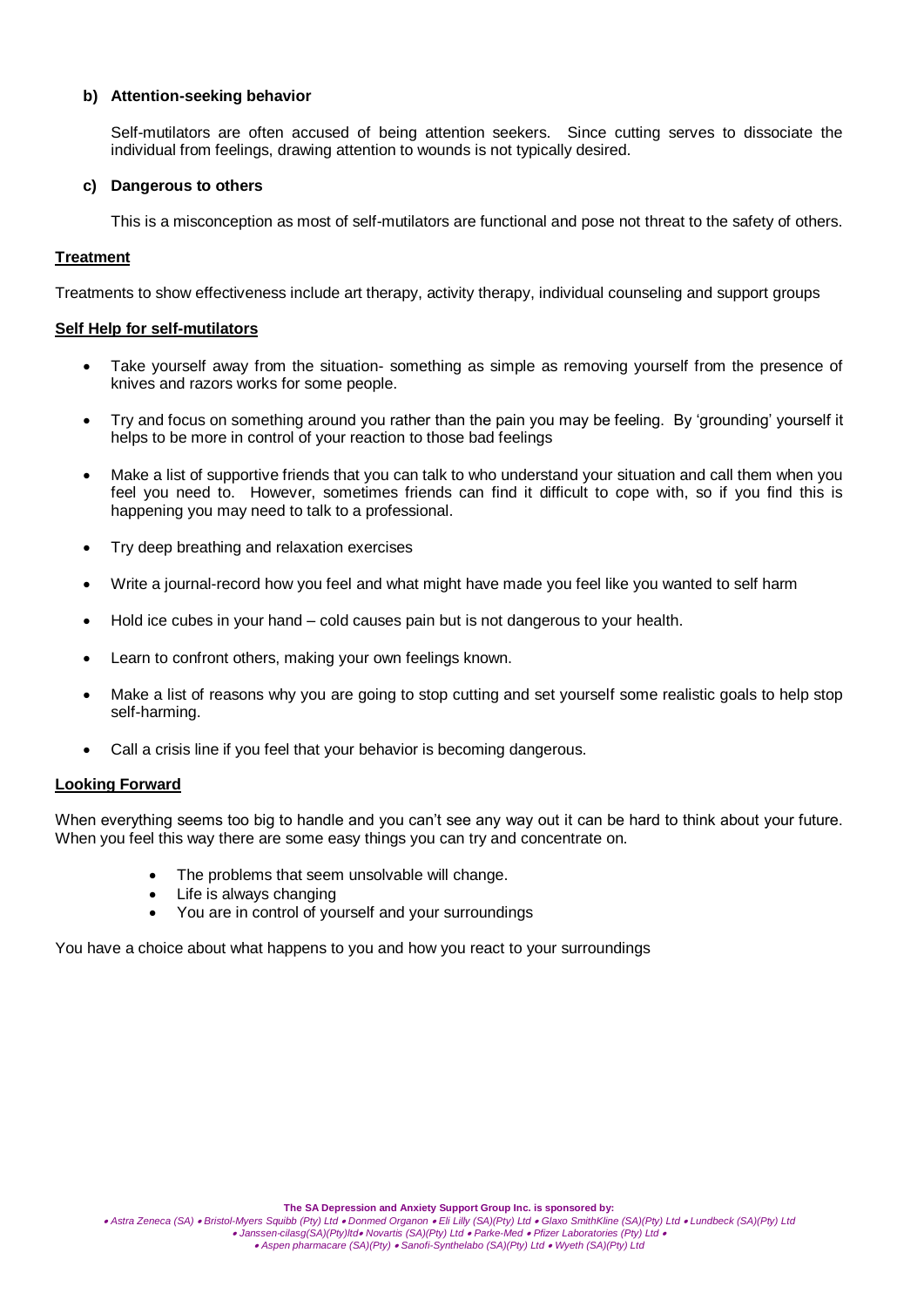**b) Attention-seeking behavior**

Self-mutilators are often accused of being attention seekers. Since cutting serves to dissociate the individual from feelings, drawing attention to wounds is not typically desired.

**c) Dangerous to others**

This is a misconception as most of self-mutilators are functional and pose not threat to the safety of others.

## Treatment

Treatments to show effectiveness include art therapy, activity therapy, individual counseling and support groups

## Self Help for self-mutilators

- Take yourself away from the situation- something as simple as removing yourself from the presence of knives and razors works for some people.
- Try and focus on something around you rather than the pain you may be feeling. By 'grounding' yourself it helps to be more in control of your reaction to those bad feelings
- Make a list of supportive friends that you can talk to who understand your situation and call them when you feel you need to. However, sometimes friends can find it difficult to cope with, so if you find this is happening you may need to talk to a professional.
- Try deep breathing and relaxation exercises
- Write a journal-record how you feel and what might have made you feel like you wanted to self harm
- Hold ice cubes in your hand – cold causes pain but is not dangerous to your health.
- Learn to confront others, making your own feelings known.
- Make a list of reasons why you are going to stop cutting and set yourself some realistic goals to help stop self-harming.
- Call a crisis line if you feel that your behavior is becoming dangerous.

## Looking Forward

When everything seems too big to handle and you can't see any way out it can be hard to think about your future. When you feel this way there are some easy things you can try and concentrate on.

- The problems that seem unsolvable will change.
- Life is always changing
- You are in control of yourself and your surroundings

You have a choice about what happens to you and how you react to your surroundings

**The SA Depression and Anxiety Support Group Inc. is sponsored by:**

*• Astra Zeneca (SA) • Bristol-Myers Squibb (Pty) Ltd • Donmed Organon • Eli Lilly (SA)(Pty) Ltd • Glaxo SmithKline (SA)(Pty) Ltd • Lundbeck (SA)(Pty) Ltd • Janssen-cilasg(SA)(Pty)ltd• Novartis (SA)(Pty) Ltd • Parke-Med • Pfizer Laboratories (Pty) Ltd • • Aspen pharmacare (SA)(Pty) • Sanofi-Synthelabo (SA)(Pty) Ltd • Wyeth (SA)(Pty) Ltd*